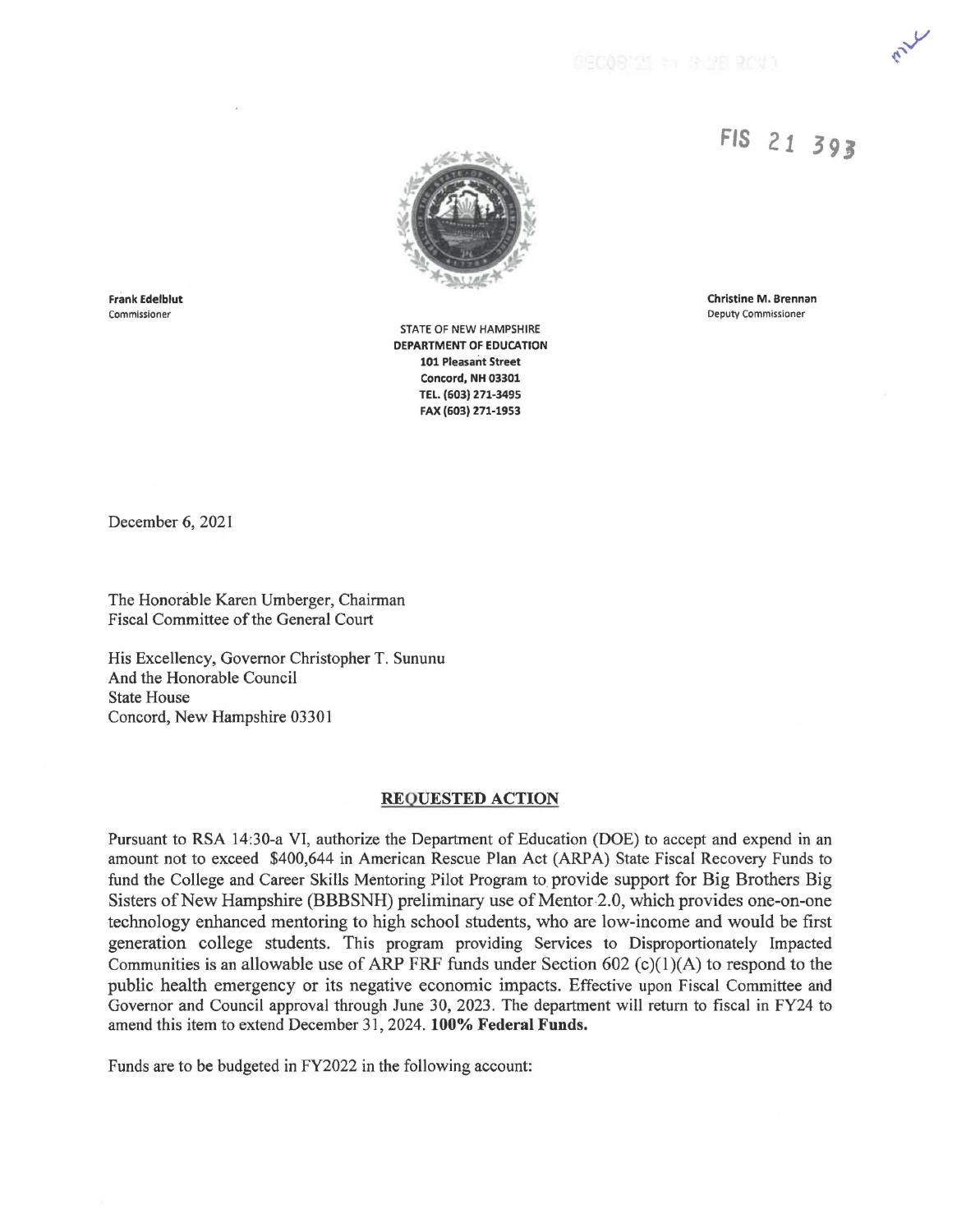FIS 21 393

**Frank Edelblut**
Commissioner

**Christine M. Brennan**
Deputy Commissioner

STATE OF NEW HAMPSHIRE
**DEPARTMENT OF EDUCATION**
**101 Pleasant Street**
**Concord, NH 03301**
**TEL. (603) 271-3495**
**FAX (603) 271-1953**

December 6, 2021

The Honorable Karen Umberger, Chairman
Fiscal Committee of the General Court

His Excellency, Governor Christopher T. Sununu
And the Honorable Council
State House
Concord, New Hampshire 03301

## REQUESTED ACTION

Pursuant to RSA 14:30-a VI, authorize the Department of Education (DOE) to accept and expend in an amount not to exceed $400,644 in American Rescue Plan Act (ARPA) State Fiscal Recovery Funds to fund the College and Career Skills Mentoring Pilot Program to provide support for Big Brothers Big Sisters of New Hampshire (BBBSNH) preliminary use of Mentor 2.0, which provides one-on-one technology enhanced mentoring to high school students, who are low-income and would be first generation college students. This program providing Services to Disproportionately Impacted Communities is an allowable use of ARP FRF funds under Section 602 (c)(1)(A) to respond to the public health emergency or its negative economic impacts. Effective upon Fiscal Committee and Governor and Council approval through June 30, 2023. The department will return to fiscal in FY24 to amend this item to extend December 31, 2024. **100% Federal Funds.**

Funds are to be budgeted in FY2022 in the following account: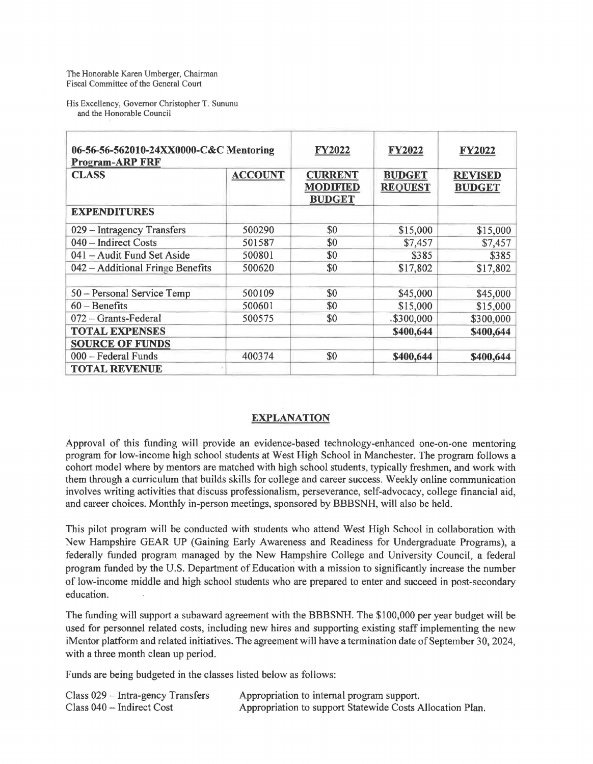The Honorable Karen Umberger, Chairman
Fiscal Committee of the General Court

His Excellency, Governor Christopher T. Sununu
and the Honorable Council

| **06-56-56-562010-24XX0000-C&C Mentoring Program-ARP FRF** | | **FY2022** | **FY2022** | **FY2022** |
|---|---|---|---|---|
| **CLASS** | **ACCOUNT** | **CURRENT MODIFIED BUDGET** | **BUDGET REQUEST** | **REVISED BUDGET** |
| **EXPENDITURES** | | | | |
| 029 – Intragency Transfers | 500290 | $0 | $15,000 | $15,000 |
| 040 – Indirect Costs | 501587 | $0 | $7,457 | $7,457 |
| 041 – Audit Fund Set Aside | 500801 | $0 | $385 | $385 |
| 042 – Additional Fringe Benefits | 500620 | $0 | $17,802 | $17,802 |
| | | | | |
| 50 – Personal Service Temp | 500109 | $0 | $45,000 | $45,000 |
| 60 – Benefits | 500601 | $0 | $15,000 | $15,000 |
| 072 – Grants-Federal | 500575 | $0 | $300,000 | $300,000 |
| **TOTAL EXPENSES** | | | **$400,644** | **$400,644** |
| **SOURCE OF FUNDS** | | | | |
| 000 – Federal Funds | 400374 | $0 | **$400,644** | **$400,644** |
| **TOTAL REVENUE** | | | | |

## EXPLANATION

Approval of this funding will provide an evidence-based technology-enhanced one-on-one mentoring program for low-income high school students at West High School in Manchester. The program follows a cohort model where by mentors are matched with high school students, typically freshmen, and work with them through a curriculum that builds skills for college and career success. Weekly online communication involves writing activities that discuss professionalism, perseverance, self-advocacy, college financial aid, and career choices. Monthly in-person meetings, sponsored by BBBSNH, will also be held.

This pilot program will be conducted with students who attend West High School in collaboration with New Hampshire GEAR UP (Gaining Early Awareness and Readiness for Undergraduate Programs), a federally funded program managed by the New Hampshire College and University Council, a federal program funded by the U.S. Department of Education with a mission to significantly increase the number of low-income middle and high school students who are prepared to enter and succeed in post-secondary education.

The funding will support a subaward agreement with the BBBSNH. The $100,000 per year budget will be used for personnel related costs, including new hires and supporting existing staff implementing the new iMentor platform and related initiatives. The agreement will have a termination date of September 30, 2024, with a three month clean up period.

Funds are being budgeted in the classes listed below as follows:

Class 029 – Intra-gency Transfers — Appropriation to internal program support.
Class 040 – Indirect Cost — Appropriation to support Statewide Costs Allocation Plan.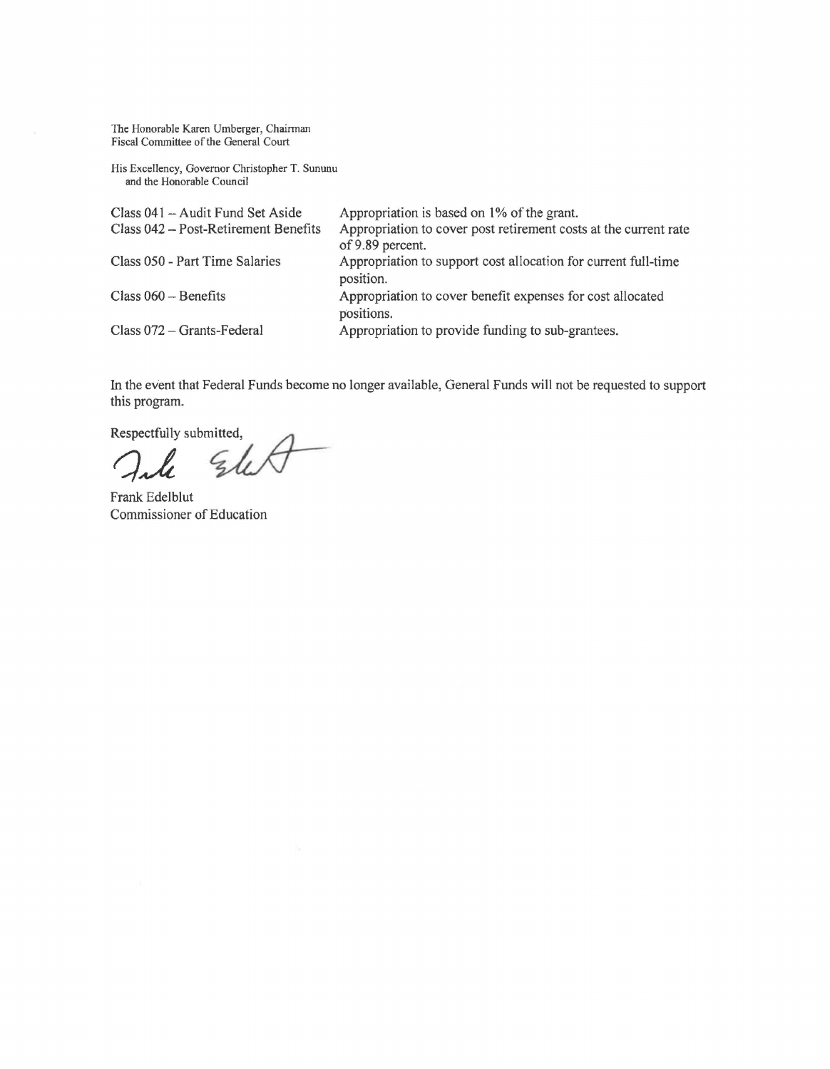The Honorable Karen Umberger, Chairman
Fiscal Committee of the General Court

His Excellency, Governor Christopher T. Sununu
and the Honorable Council

| | |
|---|---|
| Class 041 – Audit Fund Set Aside | Appropriation is based on 1% of the grant. |
| Class 042 – Post-Retirement Benefits | Appropriation to cover post retirement costs at the current rate of 9.89 percent. |
| Class 050 - Part Time Salaries | Appropriation to support cost allocation for current full-time position. |
| Class 060 – Benefits | Appropriation to cover benefit expenses for cost allocated positions. |
| Class 072 – Grants-Federal | Appropriation to provide funding to sub-grantees. |

In the event that Federal Funds become no longer available, General Funds will not be requested to support this program.

Respectfully submitted,

Frank Edelblut
Commissioner of Education